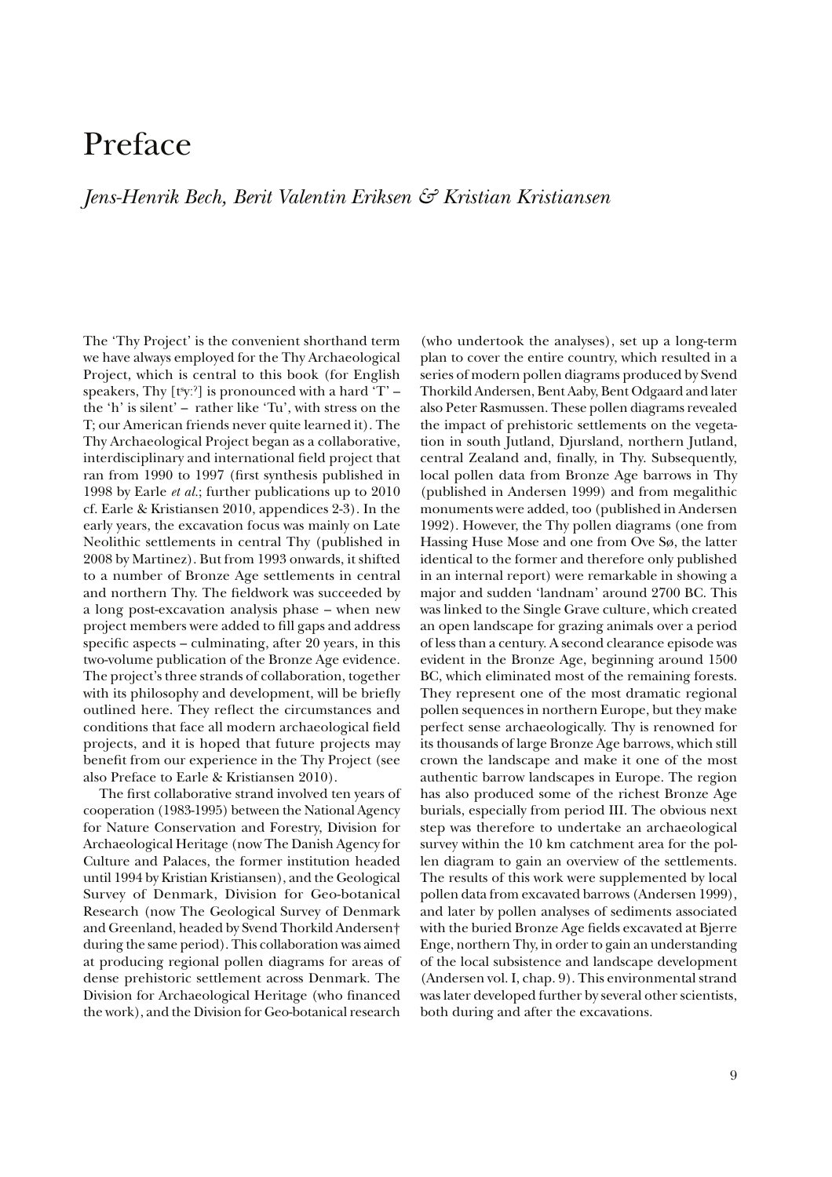# Preface

*Jens-Henrik Bech, Berit Valentin Eriksen & Kristian Kristiansen*

The 'Thy Project' is the convenient shorthand term we have always employed for the Thy Archaeological Project, which is central to this book (for English speakers, Thy [tʰyːˀ] is pronounced with a hard 'T' – the 'h' is silent' – rather like 'Tu', with stress on the T; our American friends never quite learned it). The Thy Archaeological Project began as a collaborative, interdisciplinary and international field project that ran from 1990 to 1997 (first synthesis published in 1998 by Earle *et al.*; further publications up to 2010 cf. Earle & Kristiansen 2010, appendices 2-3). In the early years, the excavation focus was mainly on Late Neolithic settlements in central Thy (published in 2008 by Martinez). But from 1993 onwards, it shifted to a number of Bronze Age settlements in central and northern Thy. The fieldwork was succeeded by a long post-excavation analysis phase – when new project members were added to fill gaps and address specific aspects – culminating, after 20 years, in this two-volume publication of the Bronze Age evidence. The project's three strands of collaboration, together with its philosophy and development, will be briefly outlined here. They reflect the circumstances and conditions that face all modern archaeological field projects, and it is hoped that future projects may benefit from our experience in the Thy Project (see also Preface to Earle & Kristiansen 2010).

The first collaborative strand involved ten years of cooperation (1983-1995) between the National Agency for Nature Conservation and Forestry, Division for Archaeological Heritage (now The Danish Agency for Culture and Palaces, the former institution headed until 1994 by Kristian Kristiansen), and the Geological Survey of Denmark, Division for Geo-botanical Research (now The Geological Survey of Denmark and Greenland, headed by Svend Thorkild Andersen† during the same period). This collaboration was aimed at producing regional pollen diagrams for areas of dense prehistoric settlement across Denmark. The Division for Archaeological Heritage (who financed the work), and the Division for Geo-botanical research (who undertook the analyses), set up a long-term plan to cover the entire country, which resulted in a series of modern pollen diagrams produced by Svend Thorkild Andersen, Bent Aaby, Bent Odgaard and later also Peter Rasmussen. These pollen diagrams revealed the impact of prehistoric settlements on the vegetation in south Jutland, Djursland, northern Jutland, central Zealand and, finally, in Thy. Subsequently, local pollen data from Bronze Age barrows in Thy (published in Andersen 1999) and from megalithic monuments were added, too (published in Andersen 1992). However, the Thy pollen diagrams (one from Hassing Huse Mose and one from Ove Sø, the latter identical to the former and therefore only published in an internal report) were remarkable in showing a major and sudden 'landnam' around 2700 BC. This was linked to the Single Grave culture, which created an open landscape for grazing animals over a period of less than a century. A second clearance episode was evident in the Bronze Age, beginning around 1500 BC, which eliminated most of the remaining forests. They represent one of the most dramatic regional pollen sequences in northern Europe, but they make perfect sense archaeologically. Thy is renowned for its thousands of large Bronze Age barrows, which still crown the landscape and make it one of the most authentic barrow landscapes in Europe. The region has also produced some of the richest Bronze Age burials, especially from period III. The obvious next step was therefore to undertake an archaeological survey within the 10 km catchment area for the pollen diagram to gain an overview of the settlements. The results of this work were supplemented by local pollen data from excavated barrows (Andersen 1999), and later by pollen analyses of sediments associated with the buried Bronze Age fields excavated at Bjerre Enge, northern Thy, in order to gain an understanding of the local subsistence and landscape development (Andersen vol. I, chap. 9). This environmental strand was later developed further by several other scientists, both during and after the excavations.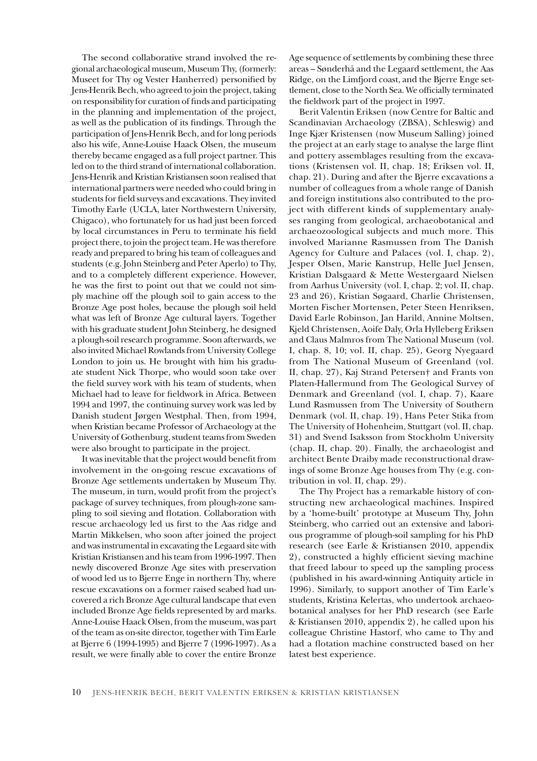The second collaborative strand involved the regional archaeological museum, Museum Thy, (formerly: Museet for Thy og Vester Hanherred) personified by Jens-Henrik Bech, who agreed to join the project, taking on responsibility for curation of finds and participating in the planning and implementation of the project, as well as the publication of its findings. Through the participation of Jens-Henrik Bech, and for long periods also his wife, Anne-Louise Haack Olsen, the museum thereby became engaged as a full project partner. This led on to the third strand of international collaboration. Jens-Henrik and Kristian Kristiansen soon realised that international partners were needed who could bring in students for field surveys and excavations. They invited Timothy Earle (UCLA, later Northwestern University, Chigaco), who fortunately for us had just been forced by local circumstances in Peru to terminate his field project there, to join the project team. He was therefore ready and prepared to bring his team of colleagues and students (e.g. John Steinberg and Peter Aperlo) to Thy, and to a completely different experience. However, he was the first to point out that we could not simply machine off the plough soil to gain access to the Bronze Age post holes, because the plough soil held what was left of Bronze Age cultural layers. Together with his graduate student John Steinberg, he designed a plough-soil research programme. Soon afterwards, we also invited Michael Rowlands from University College London to join us. He brought with him his graduate student Nick Thorpe, who would soon take over the field survey work with his team of students, when Michael had to leave for fieldwork in Africa. Between 1994 and 1997, the continuing survey work was led by Danish student Jørgen Westphal. Then, from 1994, when Kristian became Professor of Archaeology at the University of Gothenburg, student teams from Sweden were also brought to participate in the project.

It was inevitable that the project would benefit from involvement in the on-going rescue excavations of Bronze Age settlements undertaken by Museum Thy. The museum, in turn, would profit from the project's package of survey techniques, from plough-zone sampling to soil sieving and flotation. Collaboration with rescue archaeology led us first to the Aas ridge and Martin Mikkelsen, who soon after joined the project and was instrumental in excavating the Legaard site with Kristian Kristiansen and his team from 1996-1997. Then newly discovered Bronze Age sites with preservation of wood led us to Bjerre Enge in northern Thy, where rescue excavations on a former raised seabed had uncovered a rich Bronze Age cultural landscape that even included Bronze Age fields represented by ard marks. Anne-Louise Haack Olsen, from the museum, was part of the team as on-site director, together with Tim Earle at Bjerre 6 (1994-1995) and Bjerre 7 (1996-1997). As a result, we were finally able to cover the entire Bronze Age sequence of settlements by combining these three areas – Sønderhå and the Legaard settlement, the Aas Ridge, on the Limfjord coast, and the Bjerre Enge settlement, close to the North Sea. We officially terminated the fieldwork part of the project in 1997.

Berit Valentin Eriksen (now Centre for Baltic and Scandinavian Archaeology (ZBSA), Schleswig) and Inge Kjær Kristensen (now Museum Salling) joined the project at an early stage to analyse the large flint and pottery assemblages resulting from the excavations (Kristensen vol. II, chap. 18; Eriksen vol. II, chap. 21). During and after the Bjerre excavations a number of colleagues from a whole range of Danish and foreign institutions also contributed to the project with different kinds of supplementary analyses ranging from geological, archaeobotanical and archaeozoological subjects and much more. This involved Marianne Rasmussen from The Danish Agency for Culture and Palaces (vol. I, chap. 2), Jesper Olsen, Marie Kanstrup, Helle Juel Jensen, Kristian Dalsgaard & Mette Westergaard Nielsen from Aarhus University (vol. I, chap. 2; vol. II, chap. 23 and 26), Kristian Søgaard, Charlie Christensen, Morten Fischer Mortensen, Peter Steen Henriksen, David Earle Robinson, Jan Harild, Annine Moltsen, Kjeld Christensen, Aoife Daly, Orla Hylleberg Eriksen and Claus Malmros from The National Museum (vol. I, chap. 8, 10; vol. II, chap. 25), Georg Nyegaard from The National Museum of Greenland (vol. II, chap. 27), Kaj Strand Petersen† and Frants von Platen-Hallermund from The Geological Survey of Denmark and Greenland (vol. I, chap. 7), Kaare Lund Rasmussen from The University of Southern Denmark (vol. II, chap. 19), Hans Peter Stika from The University of Hohenheim, Stuttgart (vol. II, chap. 31) and Svend Isaksson from Stockholm University (chap. II, chap. 20). Finally, the archaeologist and architect Bente Draiby made reconstructional drawings of some Bronze Age houses from Thy (e.g. contribution in vol. II, chap. 29).

The Thy Project has a remarkable history of constructing new archaeological machines. Inspired by a 'home-built' prototype at Museum Thy, John Steinberg, who carried out an extensive and laborious programme of plough-soil sampling for his PhD research (see Earle & Kristiansen 2010, appendix 2), constructed a highly efficient sieving machine that freed labour to speed up the sampling process (published in his award-winning Antiquity article in 1996). Similarly, to support another of Tim Earle's students, Kristina Kelertas, who undertook archaeobotanical analyses for her PhD research (see Earle & Kristiansen 2010, appendix 2), he called upon his colleague Christine Hastorf, who came to Thy and had a flotation machine constructed based on her latest best experience.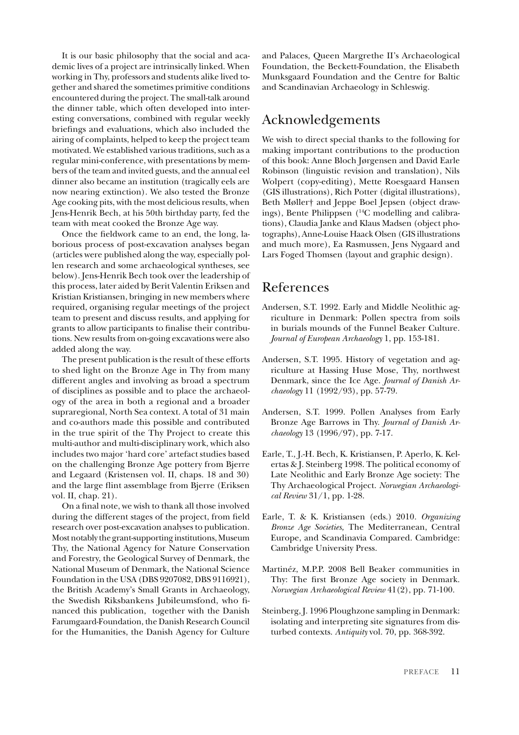It is our basic philosophy that the social and academic lives of a project are intrinsically linked. When working in Thy, professors and students alike lived together and shared the sometimes primitive conditions encountered during the project. The small-talk around the dinner table, which often developed into interesting conversations, combined with regular weekly briefings and evaluations, which also included the airing of complaints, helped to keep the project team motivated. We established various traditions, such as a regular mini-conference, with presentations by members of the team and invited guests, and the annual eel dinner also became an institution (tragically eels are now nearing extinction). We also tested the Bronze Age cooking pits, with the most delicious results, when Jens-Henrik Bech, at his 50th birthday party, fed the team with meat cooked the Bronze Age way.

Once the fieldwork came to an end, the long, laborious process of post-excavation analyses began (articles were published along the way, especially pollen research and some archaeological syntheses, see below). Jens-Henrik Bech took over the leadership of this process, later aided by Berit Valentin Eriksen and Kristian Kristiansen, bringing in new members where required, organising regular meetings of the project team to present and discuss results, and applying for grants to allow participants to finalise their contributions. New results from on-going excavations were also added along the way.

The present publication is the result of these efforts to shed light on the Bronze Age in Thy from many different angles and involving as broad a spectrum of disciplines as possible and to place the archaeology of the area in both a regional and a broader supraregional, North Sea context. A total of 31 main and co-authors made this possible and contributed in the true spirit of the Thy Project to create this multi-author and multi-disciplinary work, which also includes two major 'hard core' artefact studies based on the challenging Bronze Age pottery from Bjerre and Legaard (Kristensen vol. II, chaps. 18 and 30) and the large flint assemblage from Bjerre (Eriksen vol. II, chap. 21).

On a final note, we wish to thank all those involved during the different stages of the project, from field research over post-excavation analyses to publication. Most notably the grant-supporting institutions, Museum Thy, the National Agency for Nature Conservation and Forestry, the Geological Survey of Denmark, the National Museum of Denmark, the National Science Foundation in the USA (DBS 9207082, DBS 9116921), the British Academy's Small Grants in Archaeology, the Swedish Riksbankens Jubileumsfond, who financed this publication, together with the Danish Farumgaard-Foundation, the Danish Research Council for the Humanities, the Danish Agency for Culture and Palaces, Queen Margrethe II's Archaeological Foundation, the Beckett-Foundation, the Elisabeth Munksgaard Foundation and the Centre for Baltic and Scandinavian Archaeology in Schleswig.

## Acknowledgements

We wish to direct special thanks to the following for making important contributions to the production of this book: Anne Bloch Jørgensen and David Earle Robinson (linguistic revision and translation), Nils Wolpert (copy-editing), Mette Roesgaard Hansen (GIS illustrations), Rich Potter (digital illustrations), Beth Møller† and Jeppe Boel Jepsen (object drawings), Bente Philippsen ($^{14}$C modelling and calibrations), Claudia Janke and Klaus Madsen (object photographs), Anne-Louise Haack Olsen (GIS illustrations and much more), Ea Rasmussen, Jens Nygaard and Lars Foged Thomsen (layout and graphic design).

## References

Andersen, S.T. 1992. Early and Middle Neolithic agriculture in Denmark: Pollen spectra from soils in burials mounds of the Funnel Beaker Culture. *Journal of European Archaeology* 1, pp. 153-181.

Andersen, S.T. 1995. History of vegetation and agriculture at Hassing Huse Mose, Thy, northwest Denmark, since the Ice Age. *Journal of Danish Archaeology* 11 (1992/93), pp. 57-79.

Andersen, S.T. 1999. Pollen Analyses from Early Bronze Age Barrows in Thy. *Journal of Danish Archaeology* 13 (1996/97), pp. 7-17.

Earle, T., J.-H. Bech, K. Kristiansen, P. Aperlo, K. Kelertas & J. Steinberg 1998. The political economy of Late Neolithic and Early Bronze Age society: The Thy Archaeological Project. *Norwegian Archaeological Review* 31/1, pp. 1-28.

Earle, T. & K. Kristiansen (eds.) 2010. *Organizing Bronze Age Societies,* The Mediterranean, Central Europe, and Scandinavia Compared. Cambridge: Cambridge University Press.

Martinéz, M.P.P. 2008 Bell Beaker communities in Thy: The first Bronze Age society in Denmark. *Norwegian Archaeological Review* 41(2), pp. 71-100.

Steinberg, J. 1996 Ploughzone sampling in Denmark: isolating and interpreting site signatures from disturbed contexts. *Antiquity* vol. 70, pp. 368-392.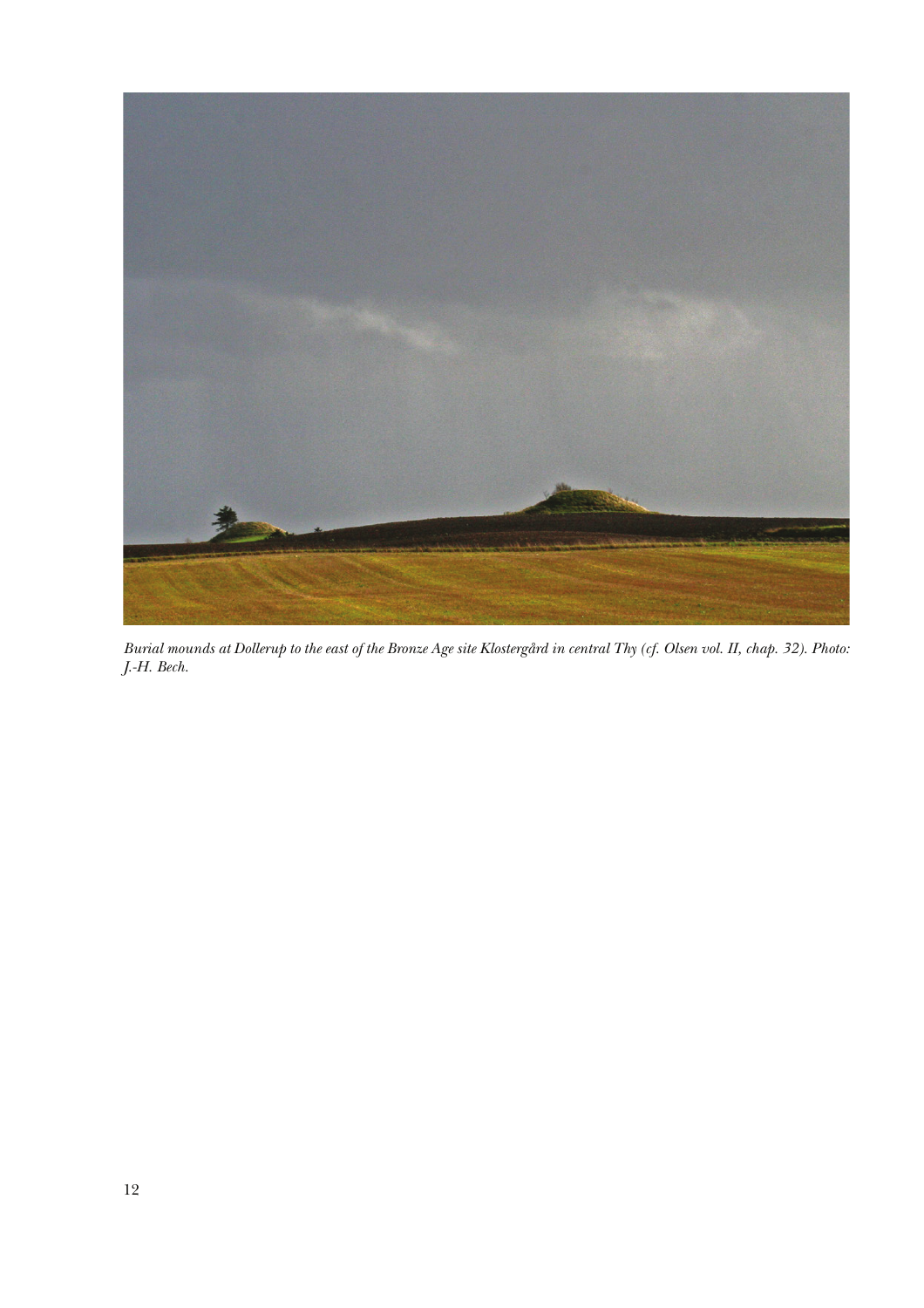*Burial mounds at Dollerup to the east of the Bronze Age site Klostergård in central Thy (cf. Olsen vol. II, chap. 32). Photo: J.-H. Bech.*